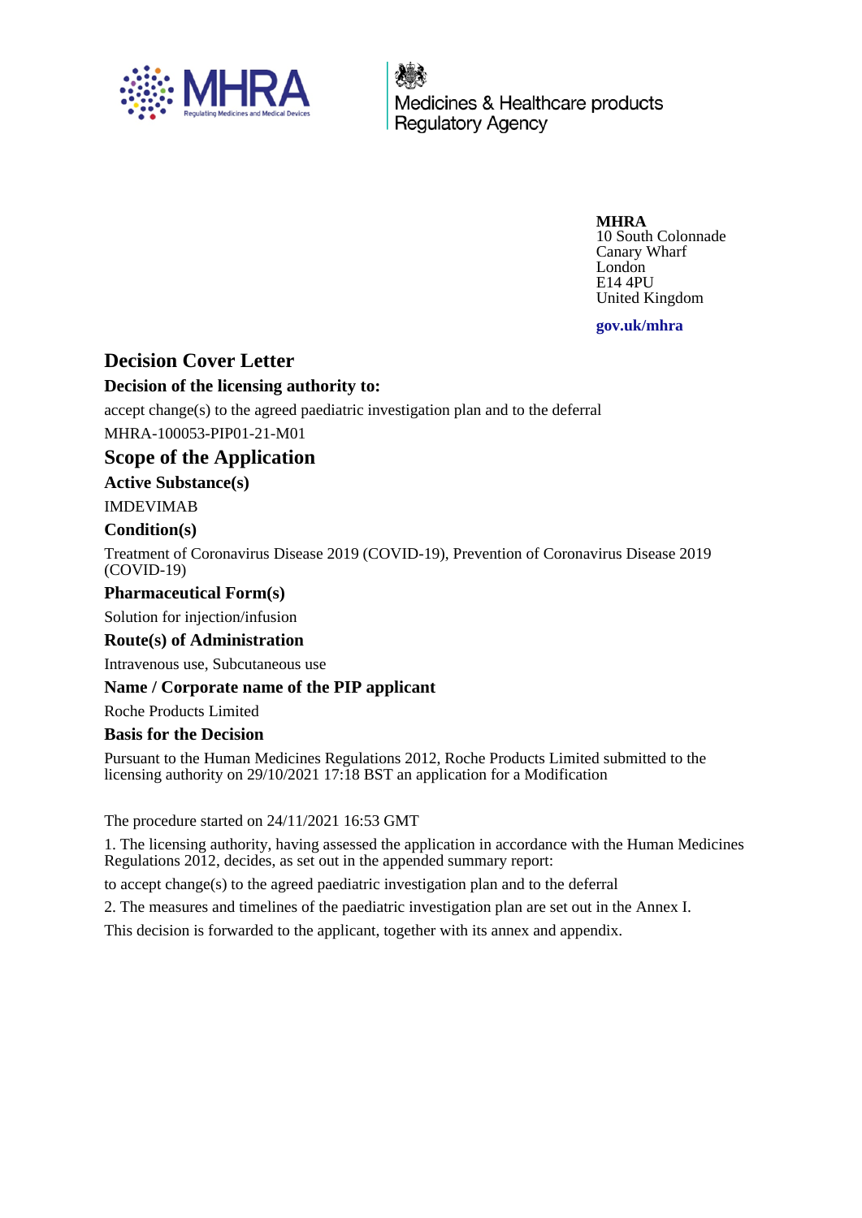Medicines & Healthcare products Regulatory Agency

**MHRA**
10 South Colonnade
Canary Wharf
London
E14 4PU
United Kingdom

**gov.uk/mhra**

# Decision Cover Letter

### Decision of the licensing authority to:

accept change(s) to the agreed paediatric investigation plan and to the deferral

MHRA-100053-PIP01-21-M01

## Scope of the Application

### Active Substance(s)

IMDEVIMAB

### Condition(s)

Treatment of Coronavirus Disease 2019 (COVID-19), Prevention of Coronavirus Disease 2019 (COVID-19)

### Pharmaceutical Form(s)

Solution for injection/infusion

### Route(s) of Administration

Intravenous use, Subcutaneous use

### Name / Corporate name of the PIP applicant

Roche Products Limited

### Basis for the Decision

Pursuant to the Human Medicines Regulations 2012, Roche Products Limited submitted to the licensing authority on 29/10/2021 17:18 BST an application for a Modification

The procedure started on 24/11/2021 16:53 GMT

1. The licensing authority, having assessed the application in accordance with the Human Medicines Regulations 2012, decides, as set out in the appended summary report:

to accept change(s) to the agreed paediatric investigation plan and to the deferral

2. The measures and timelines of the paediatric investigation plan are set out in the Annex I.

This decision is forwarded to the applicant, together with its annex and appendix.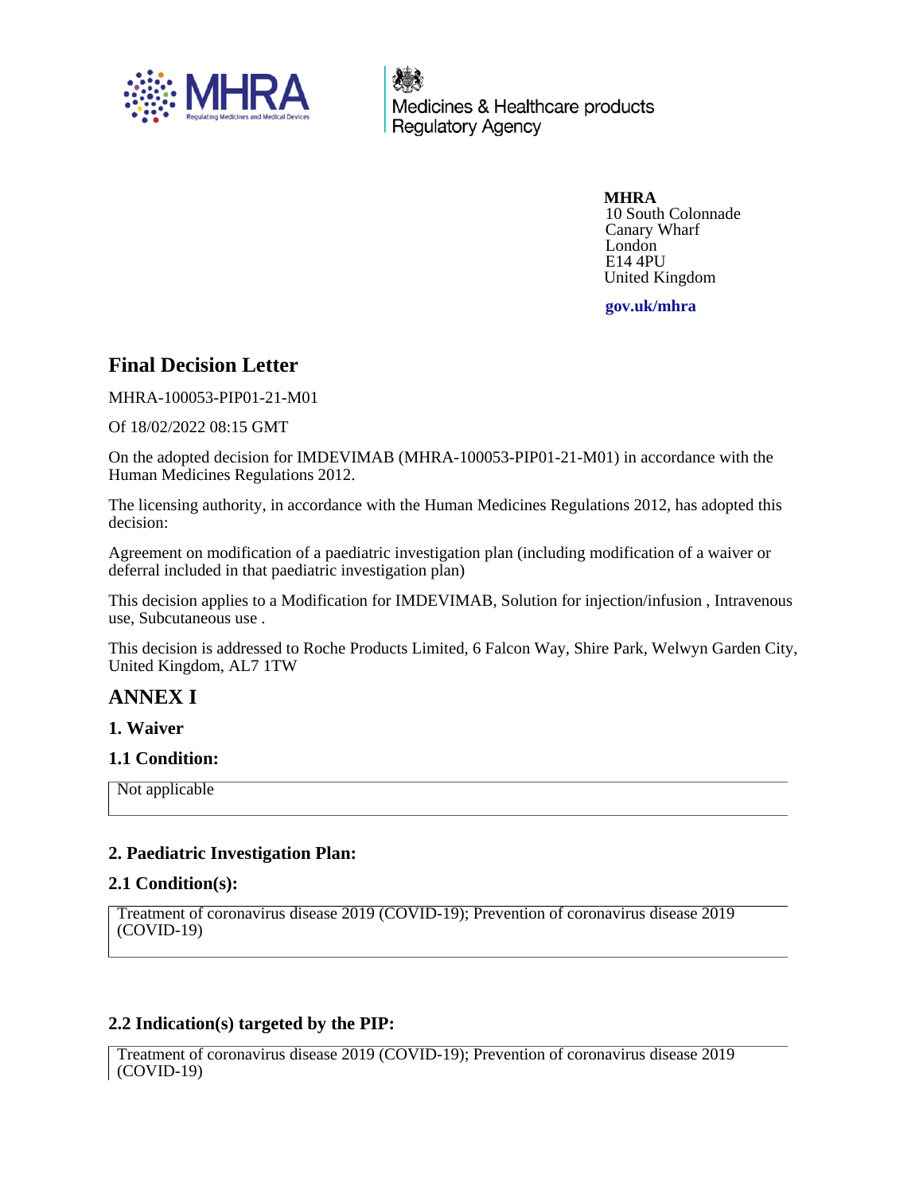**MHRA**
10 South Colonnade
Canary Wharf
London
E14 4PU
United Kingdom

**gov.uk/mhra**

# Final Decision Letter

MHRA-100053-PIP01-21-M01

Of 18/02/2022 08:15 GMT

On the adopted decision for IMDEVIMAB (MHRA-100053-PIP01-21-M01) in accordance with the Human Medicines Regulations 2012.

The licensing authority, in accordance with the Human Medicines Regulations 2012, has adopted this decision:

Agreement on modification of a paediatric investigation plan (including modification of a waiver or deferral included in that paediatric investigation plan)

This decision applies to a Modification for IMDEVIMAB, Solution for injection/infusion , Intravenous use, Subcutaneous use .

This decision is addressed to Roche Products Limited, 6 Falcon Way, Shire Park, Welwyn Garden City, United Kingdom, AL7 1TW

## ANNEX I

### 1. Waiver

### 1.1 Condition:

Not applicable

### 2. Paediatric Investigation Plan:

### 2.1 Condition(s):

Treatment of coronavirus disease 2019 (COVID-19); Prevention of coronavirus disease 2019 (COVID-19)

### 2.2 Indication(s) targeted by the PIP:

Treatment of coronavirus disease 2019 (COVID-19); Prevention of coronavirus disease 2019 (COVID-19)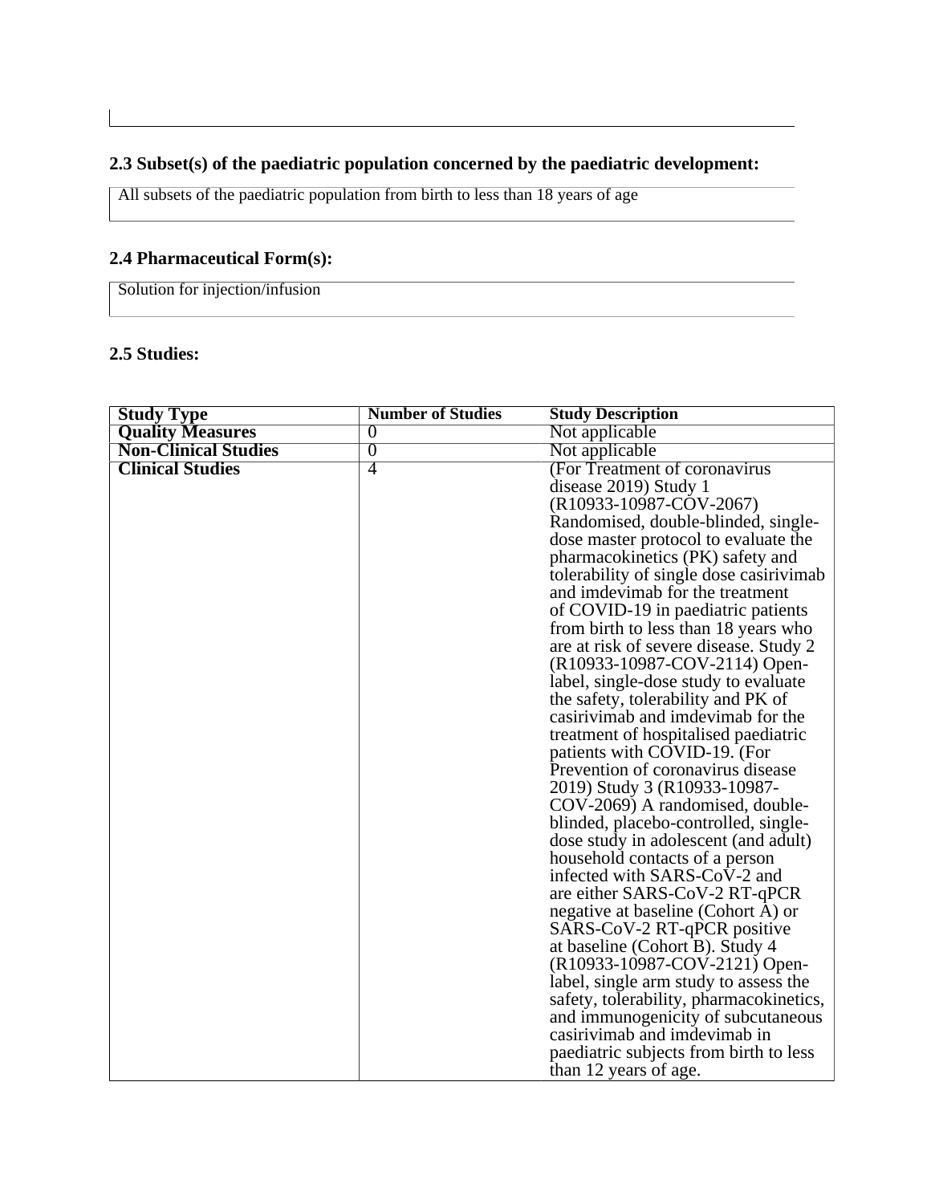## 2.3 Subset(s) of the paediatric population concerned by the paediatric development:

All subsets of the paediatric population from birth to less than 18 years of age

## 2.4 Pharmaceutical Form(s):

Solution for injection/infusion

## 2.5 Studies:

| Study Type | Number of Studies | Study Description |
|---|---|---|
| **Quality Measures** | 0 | Not applicable |
| **Non-Clinical Studies** | 0 | Not applicable |
| **Clinical Studies** | 4 | (For Treatment of coronavirus disease 2019) Study 1 (R10933-10987-COV-2067) Randomised, double-blinded, single-dose master protocol to evaluate the pharmacokinetics (PK) safety and tolerability of single dose casirivimab and imdevimab for the treatment of COVID-19 in paediatric patients from birth to less than 18 years who are at risk of severe disease. Study 2 (R10933-10987-COV-2114) Open-label, single-dose study to evaluate the safety, tolerability and PK of casirivimab and imdevimab for the treatment of hospitalised paediatric patients with COVID-19. (For Prevention of coronavirus disease 2019) Study 3 (R10933-10987-COV-2069) A randomised, double-blinded, placebo-controlled, single-dose study in adolescent (and adult) household contacts of a person infected with SARS-CoV-2 and are either SARS-CoV-2 RT-qPCR negative at baseline (Cohort A) or SARS-CoV-2 RT-qPCR positive at baseline (Cohort B). Study 4 (R10933-10987-COV-2121) Open-label, single arm study to assess the safety, tolerability, pharmacokinetics, and immunogenicity of subcutaneous casirivimab and imdevimab in paediatric subjects from birth to less than 12 years of age. |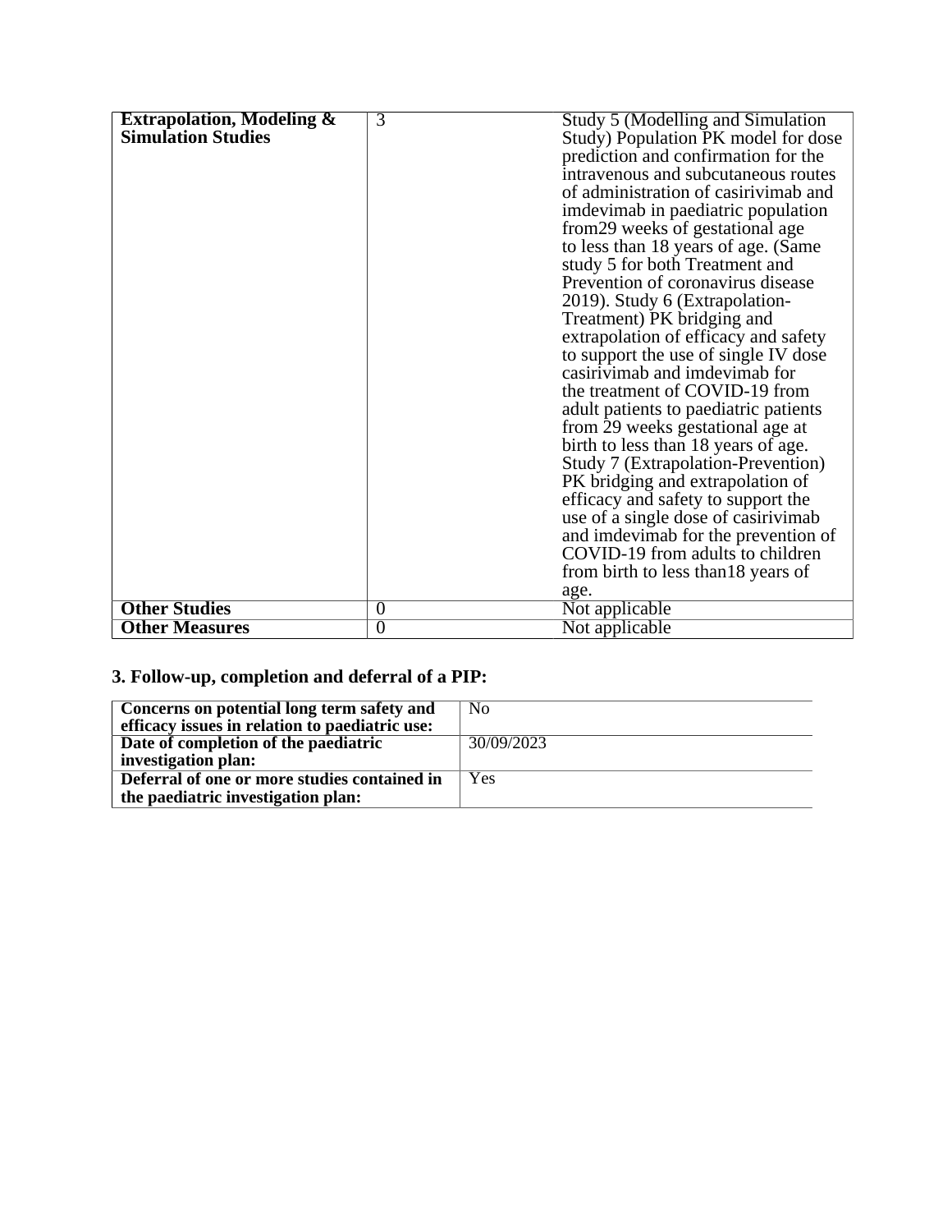| | | |
|---|---|---|
| **Extrapolation, Modeling & Simulation Studies** | 3 | Study 5 (Modelling and Simulation Study) Population PK model for dose prediction and confirmation for the intravenous and subcutaneous routes of administration of casirivimab and imdevimab in paediatric population from29 weeks of gestational age to less than 18 years of age. (Same study 5 for both Treatment and Prevention of coronavirus disease 2019). Study 6 (Extrapolation-Treatment) PK bridging and extrapolation of efficacy and safety to support the use of single IV dose casirivimab and imdevimab for the treatment of COVID-19 from adult patients to paediatric patients from 29 weeks gestational age at birth to less than 18 years of age. Study 7 (Extrapolation-Prevention) PK bridging and extrapolation of efficacy and safety to support the use of a single dose of casirivimab and imdevimab for the prevention of COVID-19 from adults to children from birth to less than18 years of age. |
| **Other Studies** | 0 | Not applicable |
| **Other Measures** | 0 | Not applicable |

### 3. Follow-up, completion and deferral of a PIP:

| | |
|---|---|
| **Concerns on potential long term safety and efficacy issues in relation to paediatric use:** | No |
| **Date of completion of the paediatric investigation plan:** | 30/09/2023 |
| **Deferral of one or more studies contained in the paediatric investigation plan:** | Yes |